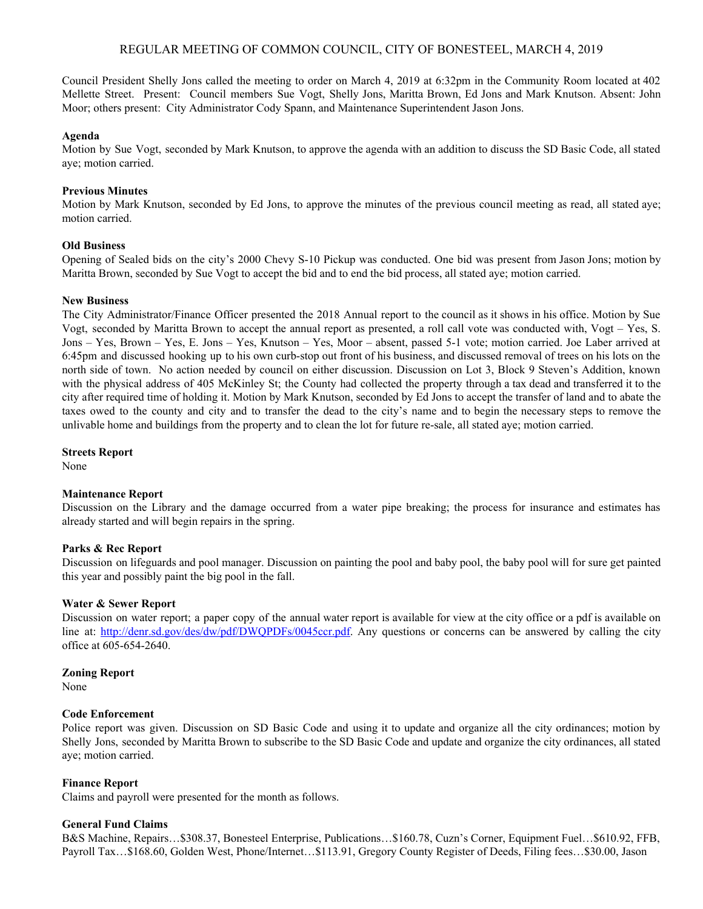# REGULAR MEETING OF COMMON COUNCIL, CITY OF BONESTEEL, MARCH 4, 2019

Council President Shelly Jons called the meeting to order on March 4, 2019 at 6:32pm in the Community Room located at 402 Mellette Street. Present: Council members Sue Vogt, Shelly Jons, Maritta Brown, Ed Jons and Mark Knutson. Absent: John Moor; others present: City Administrator Cody Spann, and Maintenance Superintendent Jason Jons.

**Agenda**
Motion by Sue Vogt, seconded by Mark Knutson, to approve the agenda with an addition to discuss the SD Basic Code, all stated aye; motion carried.

**Previous Minutes**
Motion by Mark Knutson, seconded by Ed Jons, to approve the minutes of the previous council meeting as read, all stated aye; motion carried.

**Old Business**
Opening of Sealed bids on the city's 2000 Chevy S-10 Pickup was conducted. One bid was present from Jason Jons; motion by Maritta Brown, seconded by Sue Vogt to accept the bid and to end the bid process, all stated aye; motion carried.

**New Business**
The City Administrator/Finance Officer presented the 2018 Annual report to the council as it shows in his office. Motion by Sue Vogt, seconded by Maritta Brown to accept the annual report as presented, a roll call vote was conducted with, Vogt – Yes, S. Jons – Yes, Brown – Yes, E. Jons – Yes, Knutson – Yes, Moor – absent, passed 5-1 vote; motion carried. Joe Laber arrived at 6:45pm and discussed hooking up to his own curb-stop out front of his business, and discussed removal of trees on his lots on the north side of town. No action needed by council on either discussion. Discussion on Lot 3, Block 9 Steven's Addition, known with the physical address of 405 McKinley St; the County had collected the property through a tax dead and transferred it to the city after required time of holding it. Motion by Mark Knutson, seconded by Ed Jons to accept the transfer of land and to abate the taxes owed to the county and city and to transfer the dead to the city's name and to begin the necessary steps to remove the unlivable home and buildings from the property and to clean the lot for future re-sale, all stated aye; motion carried.

**Streets Report**
None

**Maintenance Report**
Discussion on the Library and the damage occurred from a water pipe breaking; the process for insurance and estimates has already started and will begin repairs in the spring.

**Parks & Rec Report**
Discussion on lifeguards and pool manager. Discussion on painting the pool and baby pool, the baby pool will for sure get painted this year and possibly paint the big pool in the fall.

**Water & Sewer Report**
Discussion on water report; a paper copy of the annual water report is available for view at the city office or a pdf is available on line at: http://denr.sd.gov/des/dw/pdf/DWQPDFs/0045ccr.pdf. Any questions or concerns can be answered by calling the city office at 605-654-2640.

**Zoning Report**
None

**Code Enforcement**
Police report was given. Discussion on SD Basic Code and using it to update and organize all the city ordinances; motion by Shelly Jons, seconded by Maritta Brown to subscribe to the SD Basic Code and update and organize the city ordinances, all stated aye; motion carried.

**Finance Report**
Claims and payroll were presented for the month as follows.

**General Fund Claims**
B&S Machine, Repairs…$308.37, Bonesteel Enterprise, Publications…$160.78, Cuzn's Corner, Equipment Fuel…$610.92, FFB, Payroll Tax…$168.60, Golden West, Phone/Internet…$113.91, Gregory County Register of Deeds, Filing fees…$30.00, Jason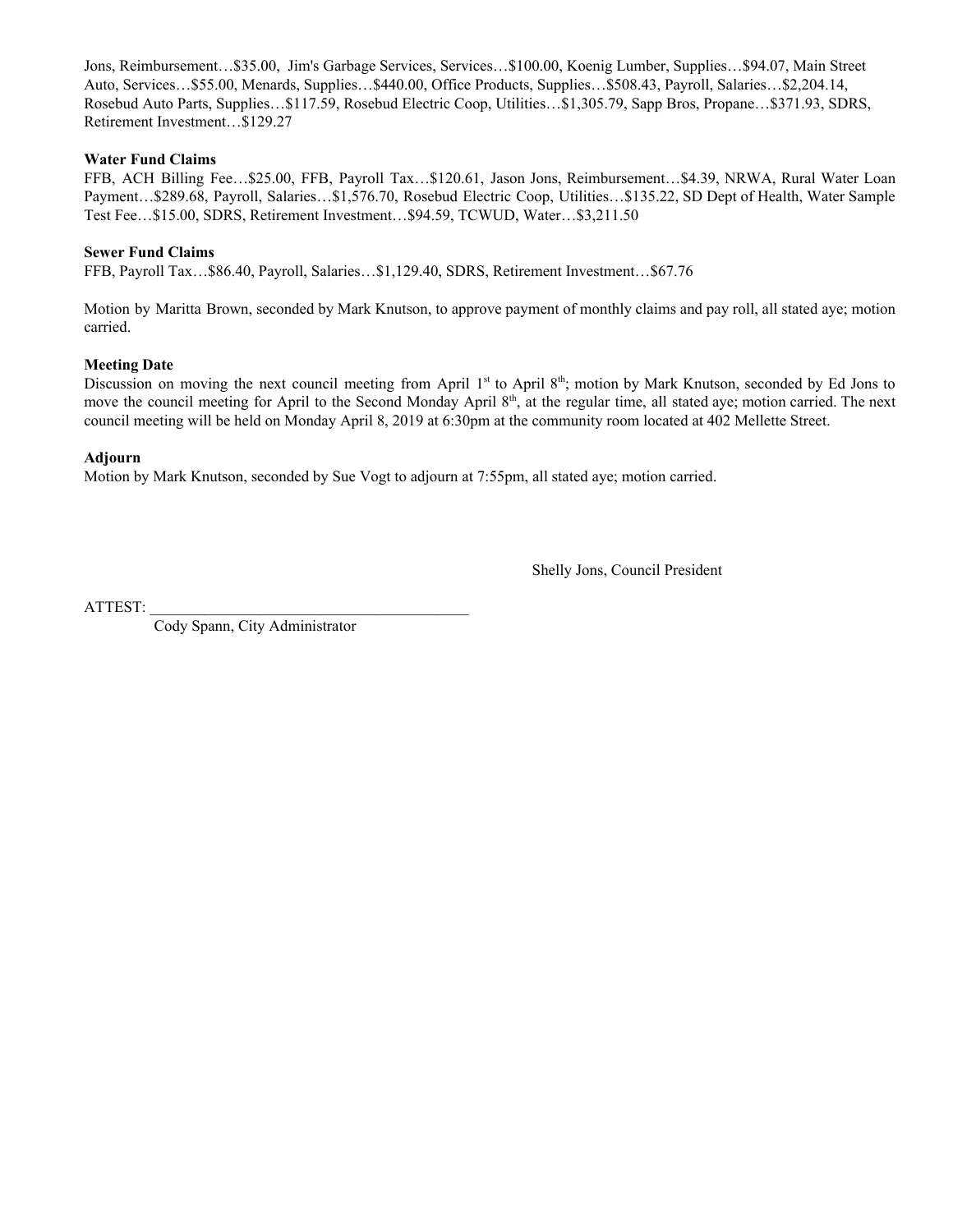Jons, Reimbursement…$35.00, Jim's Garbage Services, Services…$100.00, Koenig Lumber, Supplies…$94.07, Main Street Auto, Services…$55.00, Menards, Supplies…$440.00, Office Products, Supplies…$508.43, Payroll, Salaries…$2,204.14, Rosebud Auto Parts, Supplies…$117.59, Rosebud Electric Coop, Utilities…$1,305.79, Sapp Bros, Propane…$371.93, SDRS, Retirement Investment…$129.27

**Water Fund Claims**

FFB, ACH Billing Fee…$25.00, FFB, Payroll Tax…$120.61, Jason Jons, Reimbursement…$4.39, NRWA, Rural Water Loan Payment…$289.68, Payroll, Salaries…$1,576.70, Rosebud Electric Coop, Utilities…$135.22, SD Dept of Health, Water Sample Test Fee…$15.00, SDRS, Retirement Investment…$94.59, TCWUD, Water…$3,211.50

**Sewer Fund Claims**

FFB, Payroll Tax…$86.40, Payroll, Salaries…$1,129.40, SDRS, Retirement Investment…$67.76

Motion by Maritta Brown, seconded by Mark Knutson, to approve payment of monthly claims and pay roll, all stated aye; motion carried.

**Meeting Date**

Discussion on moving the next council meeting from April 1st to April 8th; motion by Mark Knutson, seconded by Ed Jons to move the council meeting for April to the Second Monday April 8th, at the regular time, all stated aye; motion carried. The next council meeting will be held on Monday April 8, 2019 at 6:30pm at the community room located at 402 Mellette Street.

**Adjourn**

Motion by Mark Knutson, seconded by Sue Vogt to adjourn at 7:55pm, all stated aye; motion carried.

Shelly Jons, Council President

ATTEST: ___________________________________________

Cody Spann, City Administrator